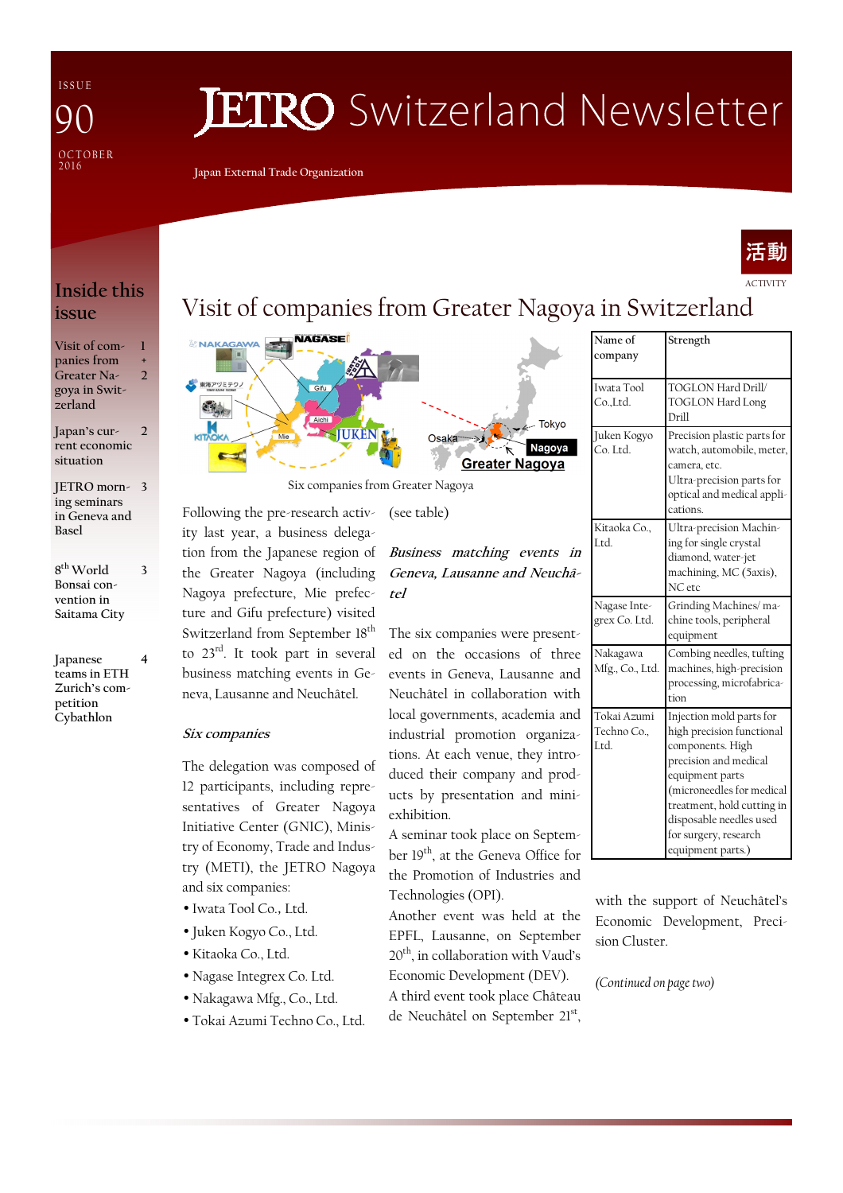ISSUE 90
OCTOBER 2016

# JETRO Switzerland Newsletter

Japan External Trade Organization

## Inside this issue

| | |
|---|---|
| Visit of companies from Greater Nagoya in Switzerland | 1 + 2 |
| Japan's current economic situation | 2 |
| JETRO morning seminars in Geneva and Basel | 3 |
| 8th World Bonsai convention in Saitama City | 3 |
| Japanese teams in ETH Zurich's competition Cybathlon | 4 |

活動
ACTIVITY

# Visit of companies from Greater Nagoya in Switzerland

Six companies from Greater Nagoya

Following the pre-research activity last year, a business delegation from the Japanese region of the Greater Nagoya (including Nagoya prefecture, Mie prefecture and Gifu prefecture) visited Switzerland from September 18th to 23rd. It took part in several business matching events in Geneva, Lausanne and Neuchâtel.

### *Six companies*

The delegation was composed of 12 participants, including representatives of Greater Nagoya Initiative Center (GNIC), Ministry of Economy, Trade and Industry (METI), the JETRO Nagoya and six companies:

- Iwata Tool Co., Ltd.
- Juken Kogyo Co., Ltd.
- Kitaoka Co., Ltd.
- Nagase Integrex Co. Ltd.
- Nakagawa Mfg., Co., Ltd.
- Tokai Azumi Techno Co., Ltd.

(see table)

### *Business matching events in Geneva, Lausanne and Neuchâtel*

The six companies were presented on the occasions of three events in Geneva, Lausanne and Neuchâtel in collaboration with local governments, academia and industrial promotion organizations. At each venue, they introduced their company and products by presentation and mini-exhibition.

A seminar took place on September 19th, at the Geneva Office for the Promotion of Industries and Technologies (OPI).

Another event was held at the EPFL, Lausanne, on September 20th, in collaboration with Vaud's Economic Development (DEV).

A third event took place Château de Neuchâtel on September 21st, with the support of Neuchâtel's Economic Development, Precision Cluster.

*(Continued on page two)*

| Name of company | Strength |
|---|---|
| Iwata Tool Co.,Ltd. | TOGLON Hard Drill/ TOGLON Hard Long Drill |
| Juken Kogyo Co. Ltd. | Precision plastic parts for watch, automobile, meter, camera, etc. Ultra-precision parts for optical and medical applications. |
| Kitaoka Co., Ltd. | Ultra-precision Machining for single crystal diamond, water-jet machining, MC (5axis), NC etc |
| Nagase Integrex Co. Ltd. | Grinding Machines/ machine tools, peripheral equipment |
| Nakagawa Mfg., Co., Ltd. | Combing needles, tufting machines, high-precision processing, microfabrication |
| Tokai Azumi Techno Co., Ltd. | Injection mold parts for high precision functional components. High precision and medical equipment parts (microneedles for medical treatment, hold cutting in disposable needles used for surgery, research equipment parts.) |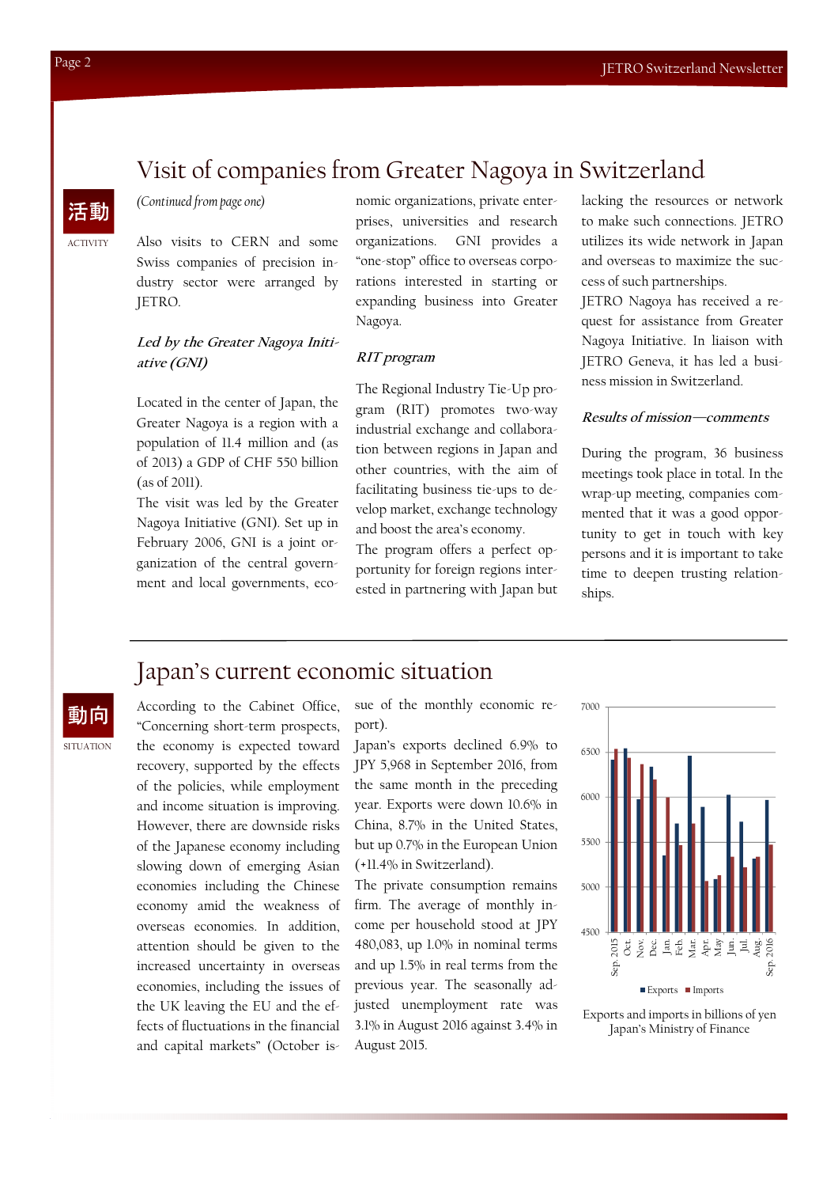## Visit of companies from Greater Nagoya in Switzerland

活動

ACTIVITY

*(Continued from page one)*

Also visits to CERN and some Swiss companies of precision industry sector were arranged by JETRO.

### *Led by the Greater Nagoya Initiative (GNI)*

Located in the center of Japan, the Greater Nagoya is a region with a population of 11.4 million and (as of 2013) a GDP of CHF 550 billion (as of 2011).

The visit was led by the Greater Nagoya Initiative (GNI). Set up in February 2006, GNI is a joint organization of the central government and local governments, economic organizations, private enterprises, universities and research organizations. GNI provides a "one-stop" office to overseas corporations interested in starting or expanding business into Greater Nagoya.

### *RIT program*

The Regional Industry Tie-Up program (RIT) promotes two-way industrial exchange and collaboration between regions in Japan and other countries, with the aim of facilitating business tie-ups to develop market, exchange technology and boost the area's economy.

The program offers a perfect opportunity for foreign regions interested in partnering with Japan but lacking the resources or network to make such connections. JETRO utilizes its wide network in Japan and overseas to maximize the success of such partnerships.

JETRO Nagoya has received a request for assistance from Greater Nagoya Initiative. In liaison with JETRO Geneva, it has led a business mission in Switzerland.

### *Results of mission—comments*

During the program, 36 business meetings took place in total. In the wrap-up meeting, companies commented that it was a good opportunity to get in touch with key persons and it is important to take time to deepen trusting relationships.

## Japan's current economic situation

動向

SITUATION

According to the Cabinet Office, "Concerning short-term prospects, the economy is expected toward recovery, supported by the effects of the policies, while employment and income situation is improving. However, there are downside risks of the Japanese economy including slowing down of emerging Asian economies including the Chinese economy amid the weakness of overseas economies. In addition, attention should be given to the increased uncertainty in overseas economies, including the issues of the UK leaving the EU and the effects of fluctuations in the financial and capital markets" (October issue of the monthly economic report).

Japan's exports declined 6.9% to JPY 5,968 in September 2016, from the same month in the preceding year. Exports were down 10.6% in China, 8.7% in the United States, but up 0.7% in the European Union (+11.4% in Switzerland).

The private consumption remains firm. The average of monthly income per household stood at JPY 480,083, up 1.0% in nominal terms and up 1.5% in real terms from the previous year. The seasonally adjusted unemployment rate was 3.1% in August 2016 against 3.4% in August 2015.

Exports and imports in billions of yen
Japan's Ministry of Finance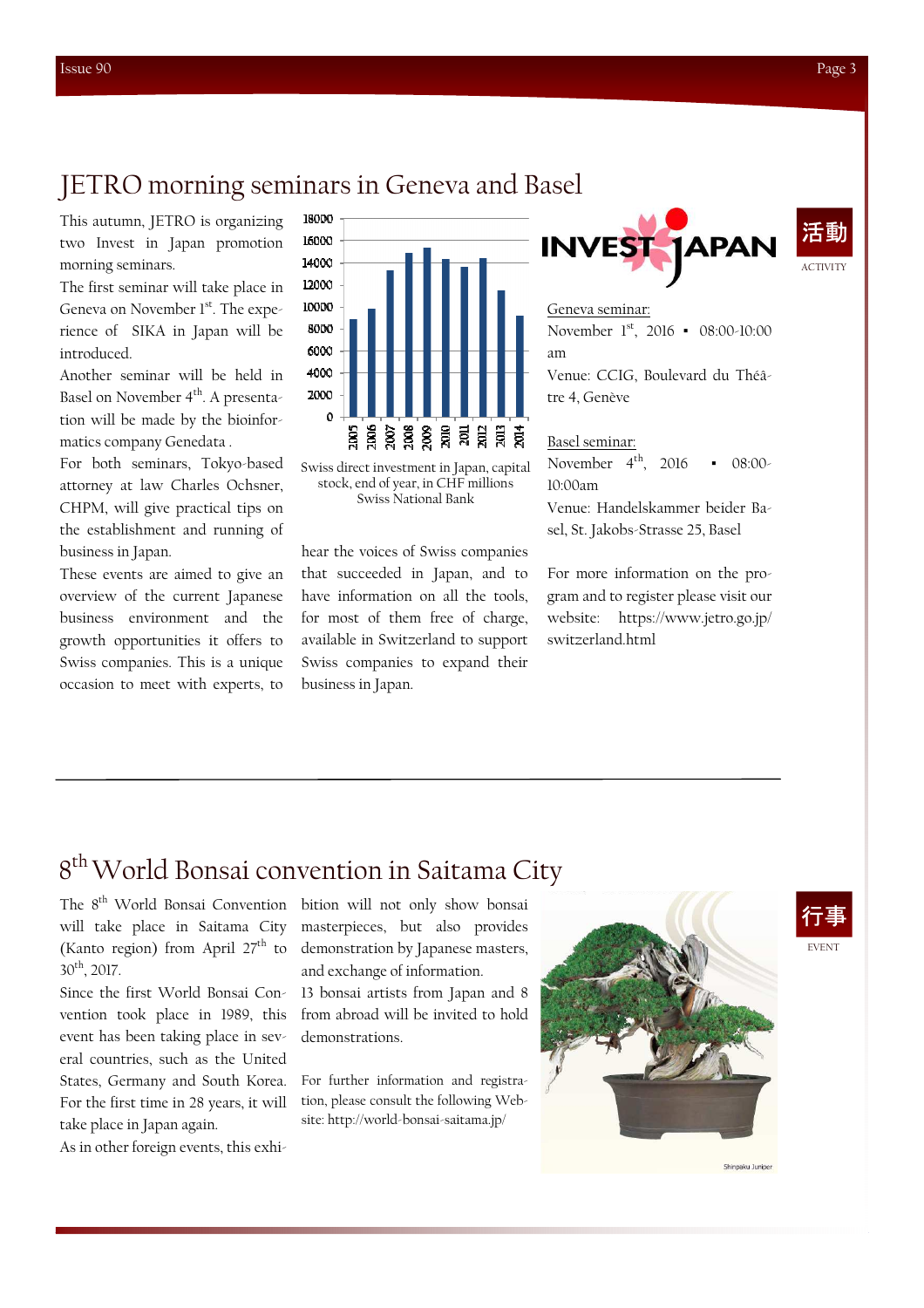# JETRO morning seminars in Geneva and Basel

活動

ACTIVITY

This autumn, JETRO is organizing two Invest in Japan promotion morning seminars.

The first seminar will take place in Geneva on November 1st. The experience of SIKA in Japan will be introduced.

Another seminar will be held in Basel on November 4th. A presentation will be made by the bioinformatics company Genedata .

For both seminars, Tokyo-based attorney at law Charles Ochsner, CHPM, will give practical tips on the establishment and running of business in Japan.

These events are aimed to give an overview of the current Japanese business environment and the growth opportunities it offers to Swiss companies. This is a unique occasion to meet with experts, to hear the voices of Swiss companies that succeeded in Japan, and to have information on all the tools, for most of them free of charge, available in Switzerland to support Swiss companies to expand their business in Japan.

Swiss direct investment in Japan, capital stock, end of year, in CHF millions
Swiss National Bank

INVEST JAPAN

Geneva seminar:

November 1st, 2016 ▪ 08:00-10:00 am

Venue: CCIG, Boulevard du Théâtre 4, Genève

Basel seminar:

November 4th, 2016 ▪ 08:00-10:00am

Venue: Handelskammer beider Basel, St. Jakobs-Strasse 25, Basel

For more information on the program and to register please visit our website: https://www.jetro.go.jp/switzerland.html

# 8th World Bonsai convention in Saitama City

行事

EVENT

The 8th World Bonsai Convention will take place in Saitama City (Kanto region) from April 27th to 30th, 2017.

Since the first World Bonsai Convention took place in 1989, this event has been taking place in several countries, such as the United States, Germany and South Korea. For the first time in 28 years, it will take place in Japan again.

As in other foreign events, this exhibition will not only show bonsai masterpieces, but also provides demonstration by Japanese masters, and exchange of information.

13 bonsai artists from Japan and 8 from abroad will be invited to hold demonstrations.

For further information and registration, please consult the following Website: http://world-bonsai-saitama.jp/

Shinpaku Juniper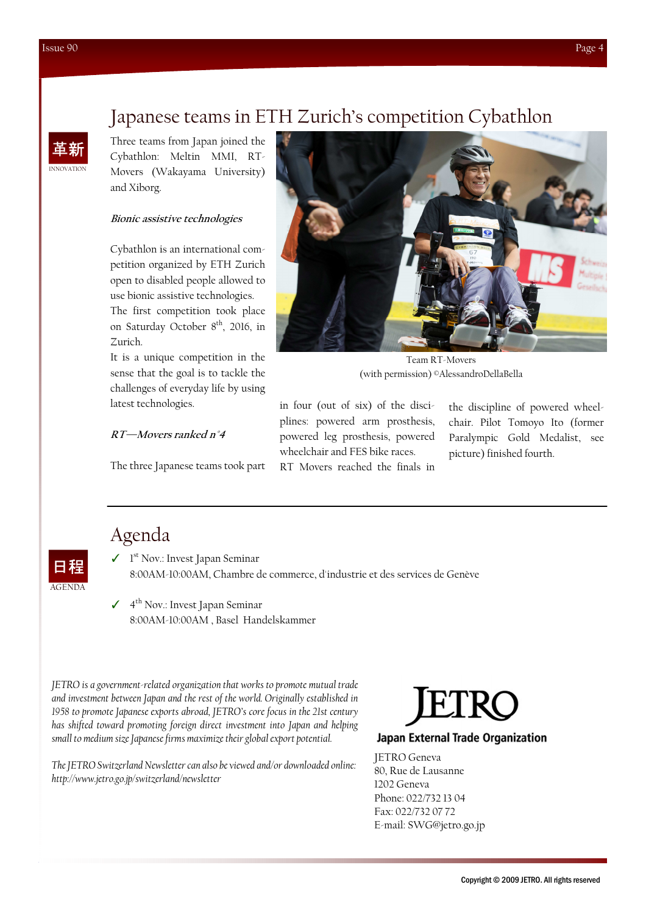# Japanese teams in ETH Zurich's competition Cybathlon

革新

INNOVATION

Three teams from Japan joined the Cybathlon: Meltin MMI, RT-Movers (Wakayama University) and Xiborg.

### *Bionic assistive technologies*

Cybathlon is an international competition organized by ETH Zurich open to disabled people allowed to use bionic assistive technologies. The first competition took place on Saturday October 8th, 2016, in Zurich.

It is a unique competition in the sense that the goal is to tackle the challenges of everyday life by using latest technologies.

Team RT-Movers
(with permission) ©AlessandroDellaBella

### *RT—Movers ranked n°4*

The three Japanese teams took part in four (out of six) of the disciplines: powered arm prosthesis, powered leg prosthesis, powered wheelchair and FES bike races.

RT Movers reached the finals in the discipline of powered wheelchair. Pilot Tomoyo Ito (former Paralympic Gold Medalist, see picture) finished fourth.

# Agenda

日程

AGENDA

- ✓ 1st Nov.: Invest Japan Seminar
  8:00AM-10:00AM, Chambre de commerce, d'industrie et des services de Genève

- ✓ 4th Nov.: Invest Japan Seminar
  8:00AM-10:00AM , Basel Handelskammer

*JETRO is a government-related organization that works to promote mutual trade and investment between Japan and the rest of the world. Originally established in 1958 to promote Japanese exports abroad, JETRO's core focus in the 21st century has shifted toward promoting foreign direct investment into Japan and helping small to medium size Japanese firms maximize their global export potential.*

*The JETRO Switzerland Newsletter can also be viewed and/or downloaded online: http://www.jetro.go.jp/switzerland/newsletter*

JETRO
Japan External Trade Organization

JETRO Geneva
80, Rue de Lausanne
1202 Geneva
Phone: 022/732 13 04
Fax: 022/732 07 72
E-mail: SWG@jetro.go.jp

Copyright © 2009 JETRO. All rights reserved